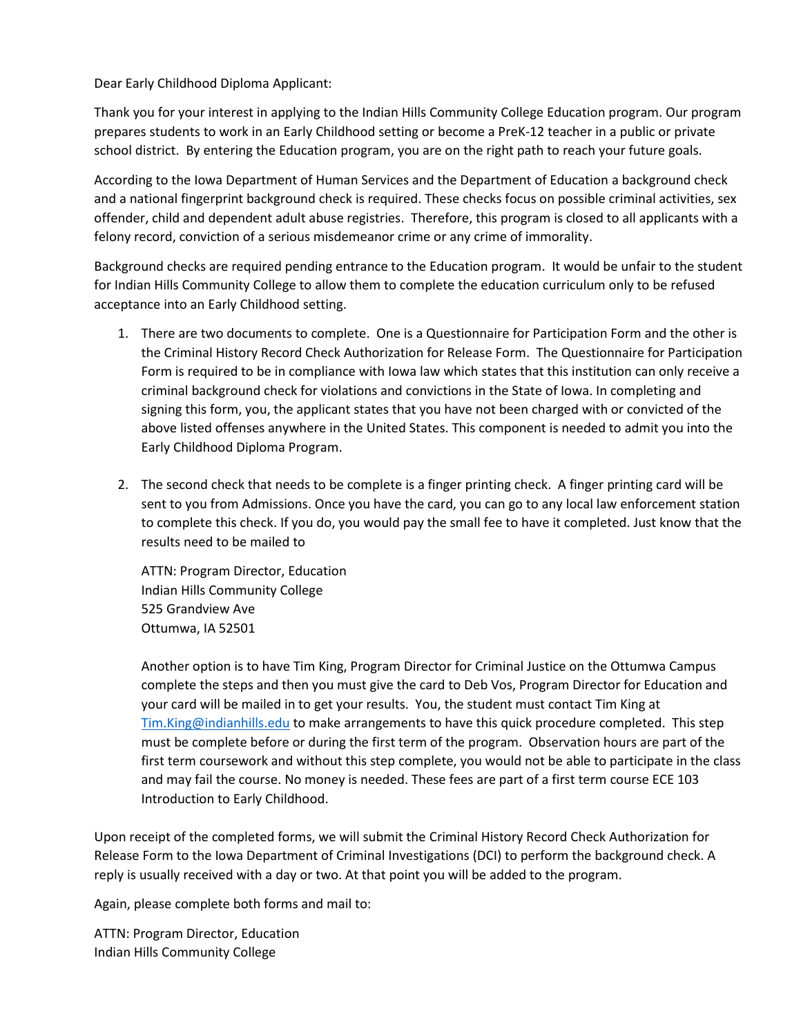Dear Early Childhood Diploma Applicant:

Thank you for your interest in applying to the Indian Hills Community College Education program. Our program prepares students to work in an Early Childhood setting or become a PreK-12 teacher in a public or private school district. By entering the Education program, you are on the right path to reach your future goals.

According to the Iowa Department of Human Services and the Department of Education a background check and a national fingerprint background check is required. These checks focus on possible criminal activities, sex offender, child and dependent adult abuse registries. Therefore, this program is closed to all applicants with a felony record, conviction of a serious misdemeanor crime or any crime of immorality.

Background checks are required pending entrance to the Education program. It would be unfair to the student for Indian Hills Community College to allow them to complete the education curriculum only to be refused acceptance into an Early Childhood setting.

1. There are two documents to complete. One is a Questionnaire for Participation Form and the other is the Criminal History Record Check Authorization for Release Form. The Questionnaire for Participation Form is required to be in compliance with Iowa law which states that this institution can only receive a criminal background check for violations and convictions in the State of Iowa. In completing and signing this form, you, the applicant states that you have not been charged with or convicted of the above listed offenses anywhere in the United States. This component is needed to admit you into the Early Childhood Diploma Program.

2. The second check that needs to be complete is a finger printing check. A finger printing card will be sent to you from Admissions. Once you have the card, you can go to any local law enforcement station to complete this check. If you do, you would pay the small fee to have it completed. Just know that the results need to be mailed to

   ATTN: Program Director, Education
   Indian Hills Community College
   525 Grandview Ave
   Ottumwa, IA 52501

   Another option is to have Tim King, Program Director for Criminal Justice on the Ottumwa Campus complete the steps and then you must give the card to Deb Vos, Program Director for Education and your card will be mailed in to get your results. You, the student must contact Tim King at Tim.King@indianhills.edu to make arrangements to have this quick procedure completed. This step must be complete before or during the first term of the program. Observation hours are part of the first term coursework and without this step complete, you would not be able to participate in the class and may fail the course. No money is needed. These fees are part of a first term course ECE 103 Introduction to Early Childhood.

Upon receipt of the completed forms, we will submit the Criminal History Record Check Authorization for Release Form to the Iowa Department of Criminal Investigations (DCI) to perform the background check. A reply is usually received with a day or two. At that point you will be added to the program.

Again, please complete both forms and mail to:

ATTN: Program Director, Education
Indian Hills Community College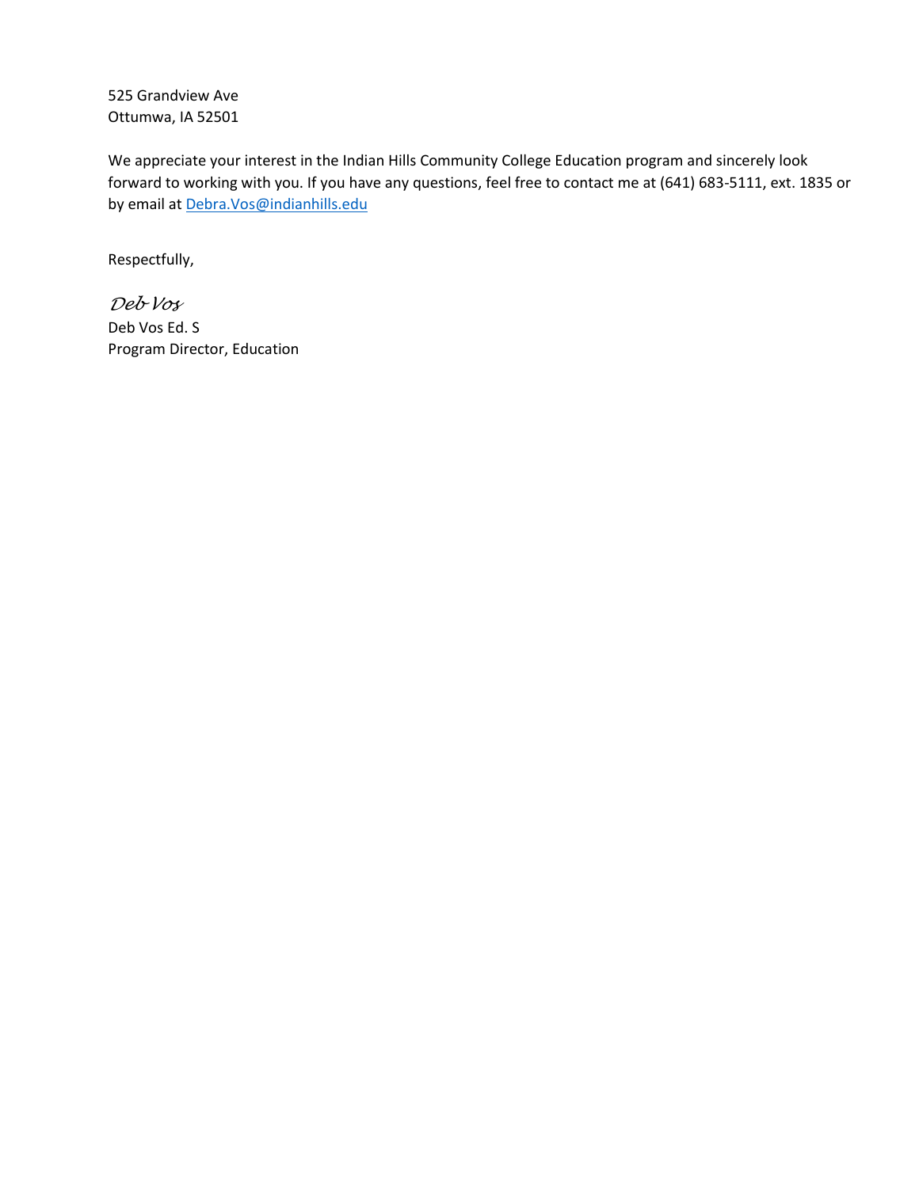525 Grandview Ave
Ottumwa, IA 52501

We appreciate your interest in the Indian Hills Community College Education program and sincerely look forward to working with you. If you have any questions, feel free to contact me at (641) 683-5111, ext. 1835 or by email at [Debra.Vos@indianhills.edu](mailto:Debra.Vos@indianhills.edu)

Respectfully,

*Deb Vos*
Deb Vos Ed. S
Program Director, Education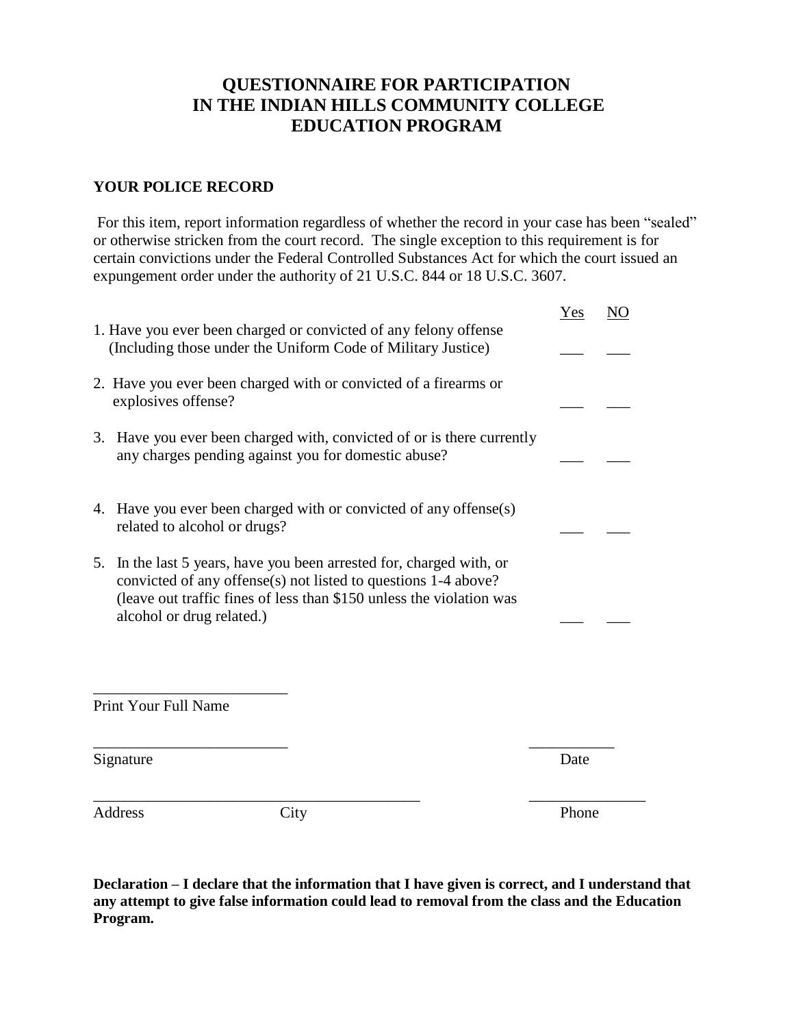# QUESTIONNAIRE FOR PARTICIPATION IN THE INDIAN HILLS COMMUNITY COLLEGE EDUCATION PROGRAM

## YOUR POLICE RECORD

For this item, report information regardless of whether the record in your case has been "sealed" or otherwise stricken from the court record. The single exception to this requirement is for certain convictions under the Federal Controlled Substances Act for which the court issued an expungement order under the authority of 21 U.S.C. 844 or 18 U.S.C. 3607.

| | Yes | NO |
|---|---|---|
| 1. Have you ever been charged or convicted of any felony offense (Including those under the Uniform Code of Military Justice) | ___ | ___ |
| 2. Have you ever been charged with or convicted of a firearms or explosives offense? | ___ | ___ |
| 3. Have you ever been charged with, convicted of or is there currently any charges pending against you for domestic abuse? | ___ | ___ |
| 4. Have you ever been charged with or convicted of any offense(s) related to alcohol or drugs? | ___ | ___ |
| 5. In the last 5 years, have you been arrested for, charged with, or convicted of any offense(s) not listed to questions 1-4 above? (leave out traffic fines of less than $150 unless the violation was alcohol or drug related.) | ___ | ___ |

_________________________
Print Your Full Name

_________________________ ___________
Signature Date

____________________________________________ _______________
Address City Phone

**Declaration – I declare that the information that I have given is correct, and I understand that any attempt to give false information could lead to removal from the class and the Education Program.**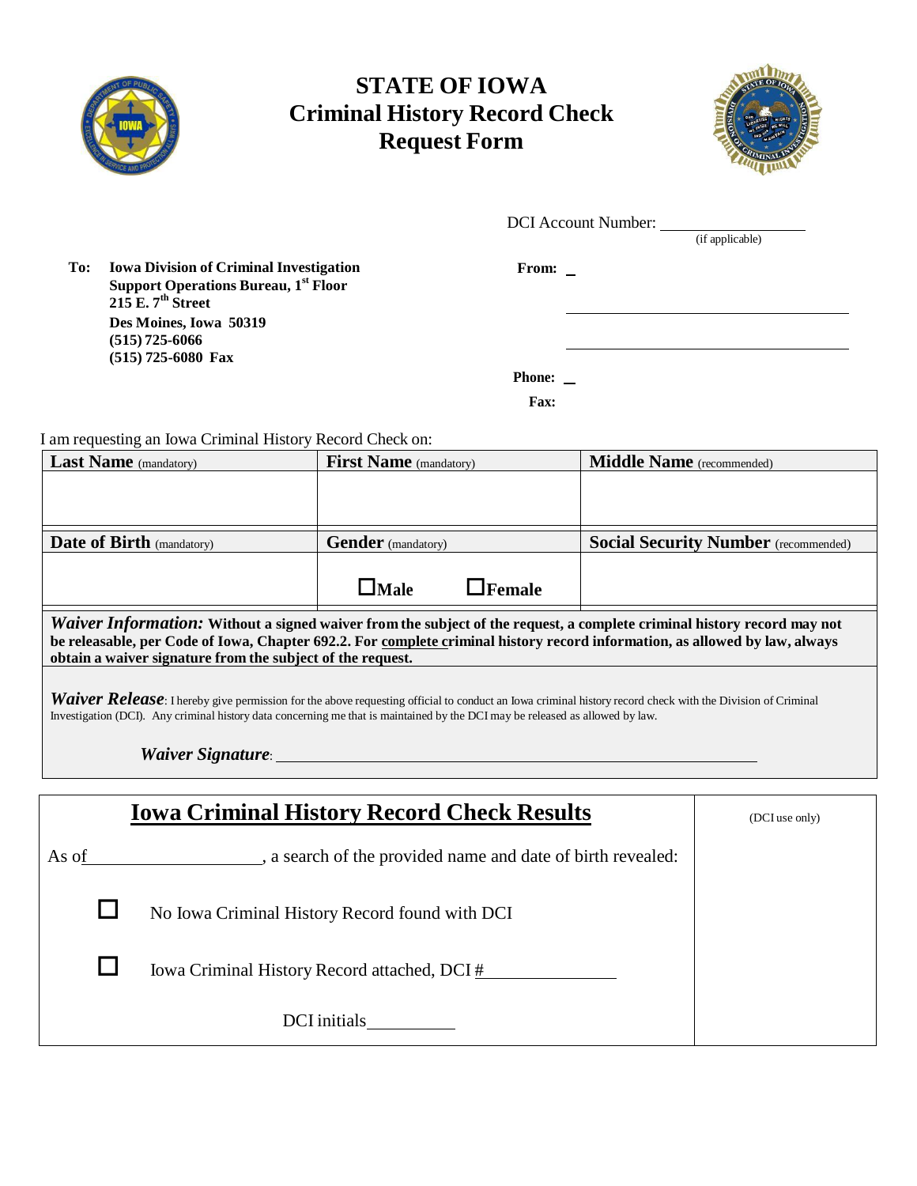# STATE OF IOWA
# Criminal History Record Check Request Form

DCI Account Number: ____________________
(if applicable)

**To:** **Iowa Division of Criminal Investigation**
**Support Operations Bureau, 1st Floor**
**215 E. 7th Street**
**Des Moines, Iowa 50319**
**(515) 725-6066**
**(515) 725-6080 Fax**

**From:** ____________________

____________________

____________________

**Phone:** ____________________

**Fax:** ____________________

I am requesting an Iowa Criminal History Record Check on:

| **Last Name** (mandatory) | **First Name** (mandatory) | **Middle Name** (recommended) |
|---|---|---|
| | | |
| **Date of Birth** (mandatory) | **Gender** (mandatory) | **Social Security Number** (recommended) |
| | ☐**Male** ☐**Female** | |

***Waiver Information:*** **Without a signed waiver from the subject of the request, a complete criminal history record may not be releasable, per Code of Iowa, Chapter 692.2. For complete criminal history record information, as allowed by law, always obtain a waiver signature from the subject of the request.**

***Waiver Release***: I hereby give permission for the above requesting official to conduct an Iowa criminal history record check with the Division of Criminal Investigation (DCI). Any criminal history data concerning me that is maintained by the DCI may be released as allowed by law.

***Waiver Signature***: ________________________________________

## Iowa Criminal History Record Check Results

(DCI use only)

As of ____________________, a search of the provided name and date of birth revealed:

☐ No Iowa Criminal History Record found with DCI

☐ Iowa Criminal History Record attached, DCI # ____________________

DCI initials __________